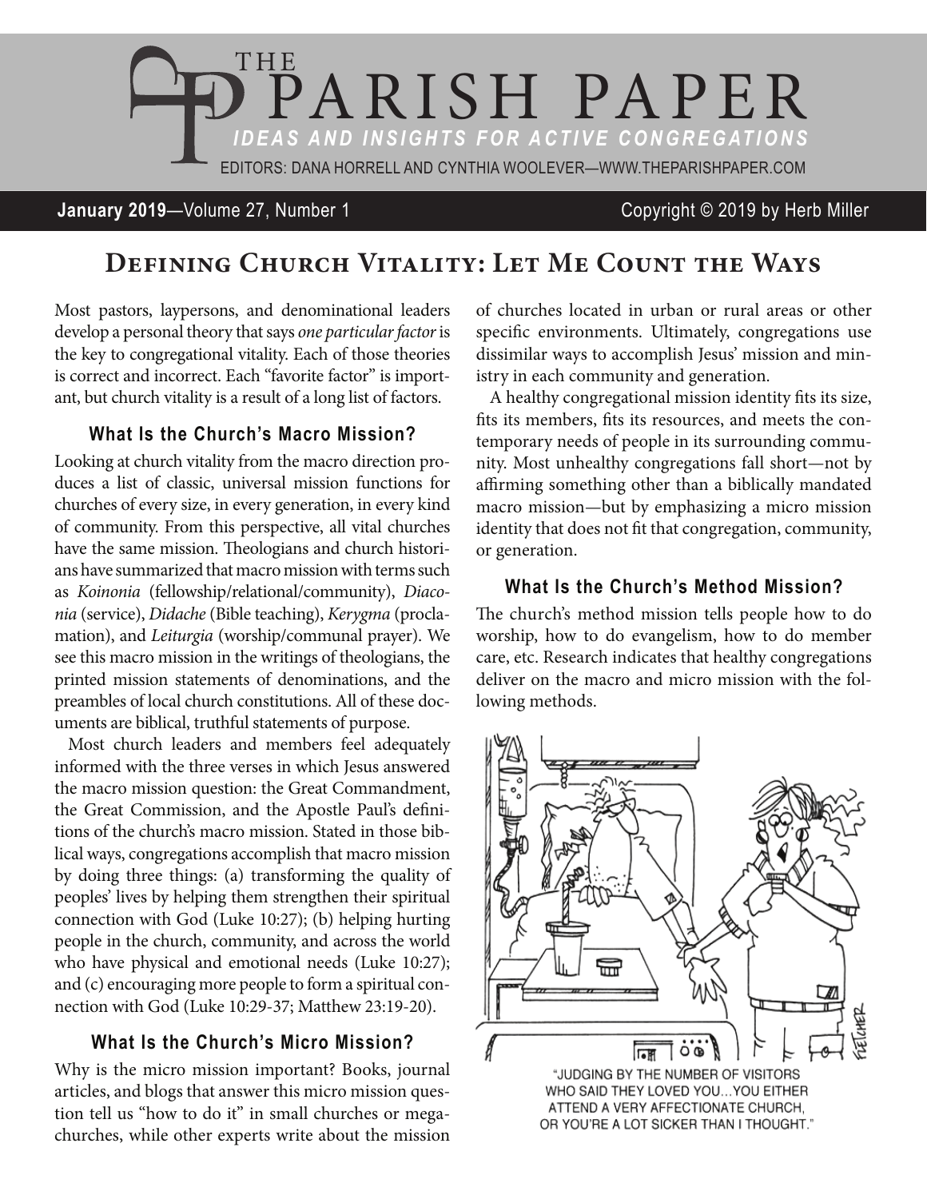# THE PARISH PAPER

*IDEAS AND INSIGHTS FOR ACTIVE CONGREGATIONS*

EDITORS: DANA HORRELL AND CYNTHIA WOOLEVER—WWW.THEPARISHPAPER.COM

**January 2019**—Volume 27, Number 1 Copyright © 2019 by Herb Miller

## Defining Church Vitality: Let Me Count the Ways

Most pastors, laypersons, and denominational leaders develop a personal theory that says *one particular factor* is the key to congregational vitality. Each of those theories is correct and incorrect. Each "favorite factor" is important, but church vitality is a result of a long list of factors.

### What Is the Church's Macro Mission?

Looking at church vitality from the macro direction produces a list of classic, universal mission functions for churches of every size, in every generation, in every kind of community. From this perspective, all vital churches have the same mission. Theologians and church historians have summarized that macro mission with terms such as *Koinonia* (fellowship/relational/community), *Diaconia* (service), *Didache* (Bible teaching), *Kerygma* (proclamation), and *Leiturgia* (worship/communal prayer). We see this macro mission in the writings of theologians, the printed mission statements of denominations, and the preambles of local church constitutions. All of these documents are biblical, truthful statements of purpose.

Most church leaders and members feel adequately informed with the three verses in which Jesus answered the macro mission question: the Great Commandment, the Great Commission, and the Apostle Paul's definitions of the church's macro mission. Stated in those biblical ways, congregations accomplish that macro mission by doing three things: (a) transforming the quality of peoples' lives by helping them strengthen their spiritual connection with God (Luke 10:27); (b) helping hurting people in the church, community, and across the world who have physical and emotional needs (Luke 10:27); and (c) encouraging more people to form a spiritual connection with God (Luke 10:29-37; Matthew 23:19-20).

### What Is the Church's Micro Mission?

Why is the micro mission important? Books, journal articles, and blogs that answer this micro mission question tell us "how to do it" in small churches or megachurches, while other experts write about the mission of churches located in urban or rural areas or other specific environments. Ultimately, congregations use dissimilar ways to accomplish Jesus' mission and ministry in each community and generation.

A healthy congregational mission identity fits its size, fits its members, fits its resources, and meets the contemporary needs of people in its surrounding community. Most unhealthy congregations fall short—not by affirming something other than a biblically mandated macro mission—but by emphasizing a micro mission identity that does not fit that congregation, community, or generation.

### What Is the Church's Method Mission?

The church's method mission tells people how to do worship, how to do evangelism, how to do member care, etc. Research indicates that healthy congregations deliver on the macro and micro mission with the following methods.

"JUDGING BY THE NUMBER OF VISITORS WHO SAID THEY LOVED YOU...YOU EITHER ATTEND A VERY AFFECTIONATE CHURCH, OR YOU'RE A LOT SICKER THAN I THOUGHT."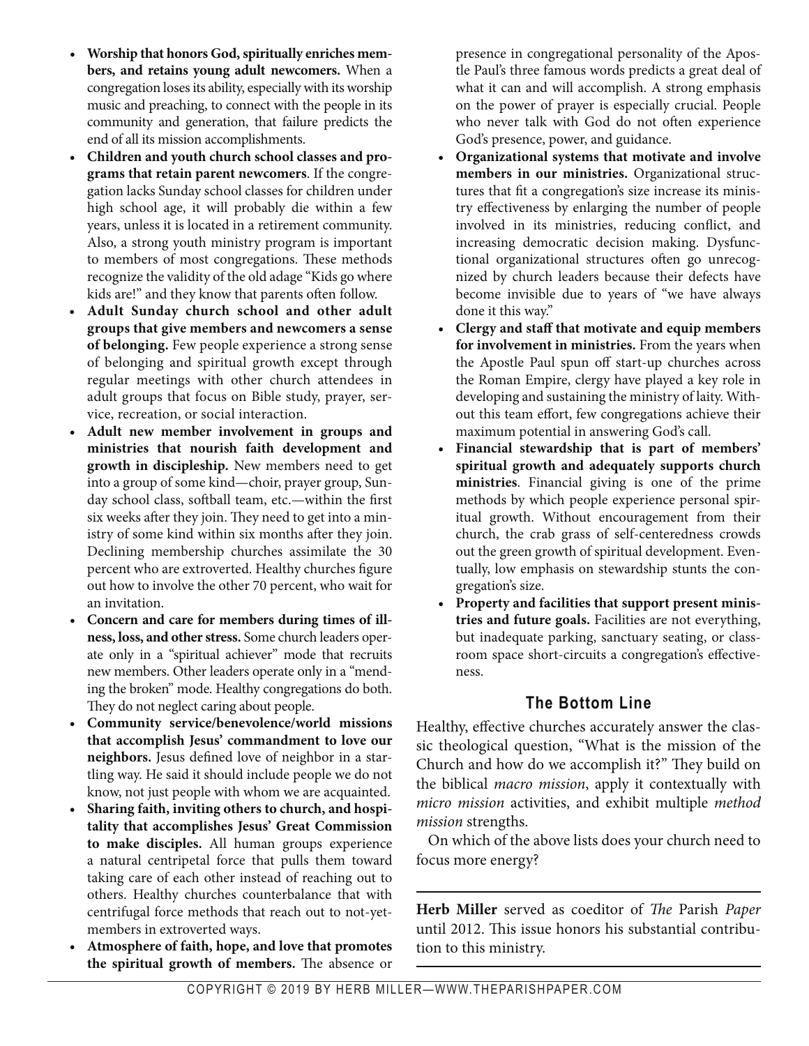- **Worship that honors God, spiritually enriches members, and retains young adult newcomers.** When a congregation loses its ability, especially with its worship music and preaching, to connect with the people in its community and generation, that failure predicts the end of all its mission accomplishments.
- **Children and youth church school classes and programs that retain parent newcomers**. If the congregation lacks Sunday school classes for children under high school age, it will probably die within a few years, unless it is located in a retirement community. Also, a strong youth ministry program is important to members of most congregations. These methods recognize the validity of the old adage "Kids go where kids are!" and they know that parents often follow.
- **Adult Sunday church school and other adult groups that give members and newcomers a sense of belonging.** Few people experience a strong sense of belonging and spiritual growth except through regular meetings with other church attendees in adult groups that focus on Bible study, prayer, service, recreation, or social interaction.
- **Adult new member involvement in groups and ministries that nourish faith development and growth in discipleship.** New members need to get into a group of some kind—choir, prayer group, Sunday school class, softball team, etc.—within the first six weeks after they join. They need to get into a ministry of some kind within six months after they join. Declining membership churches assimilate the 30 percent who are extroverted. Healthy churches figure out how to involve the other 70 percent, who wait for an invitation.
- **Concern and care for members during times of illness, loss, and other stress.** Some church leaders operate only in a "spiritual achiever" mode that recruits new members. Other leaders operate only in a "mending the broken" mode. Healthy congregations do both. They do not neglect caring about people.
- **Community service/benevolence/world missions that accomplish Jesus' commandment to love our neighbors.** Jesus defined love of neighbor in a startling way. He said it should include people we do not know, not just people with whom we are acquainted.
- **Sharing faith, inviting others to church, and hospitality that accomplishes Jesus' Great Commission to make disciples.** All human groups experience a natural centripetal force that pulls them toward taking care of each other instead of reaching out to others. Healthy churches counterbalance that with centrifugal force methods that reach out to not-yet-members in extroverted ways.
- **Atmosphere of faith, hope, and love that promotes the spiritual growth of members.** The absence or presence in congregational personality of the Apostle Paul's three famous words predicts a great deal of what it can and will accomplish. A strong emphasis on the power of prayer is especially crucial. People who never talk with God do not often experience God's presence, power, and guidance.
- **Organizational systems that motivate and involve members in our ministries.** Organizational structures that fit a congregation's size increase its ministry effectiveness by enlarging the number of people involved in its ministries, reducing conflict, and increasing democratic decision making. Dysfunctional organizational structures often go unrecognized by church leaders because their defects have become invisible due to years of "we have always done it this way."
- **Clergy and staff that motivate and equip members for involvement in ministries.** From the years when the Apostle Paul spun off start-up churches across the Roman Empire, clergy have played a key role in developing and sustaining the ministry of laity. Without this team effort, few congregations achieve their maximum potential in answering God's call.
- **Financial stewardship that is part of members' spiritual growth and adequately supports church ministries**. Financial giving is one of the prime methods by which people experience personal spiritual growth. Without encouragement from their church, the crab grass of self-centeredness crowds out the green growth of spiritual development. Eventually, low emphasis on stewardship stunts the congregation's size.
- **Property and facilities that support present ministries and future goals.** Facilities are not everything, but inadequate parking, sanctuary seating, or classroom space short-circuits a congregation's effectiveness.

## The Bottom Line

Healthy, effective churches accurately answer the classic theological question, "What is the mission of the Church and how do we accomplish it?" They build on the biblical *macro mission*, apply it contextually with *micro mission* activities, and exhibit multiple *method mission* strengths.

On which of the above lists does your church need to focus more energy?

---

**Herb Miller** served as coeditor of *The* Parish *Paper* until 2012. This issue honors his substantial contribution to this ministry.

---

COPYRIGHT © 2019 BY HERB MILLER—WWW.THEPARISHPAPER.COM